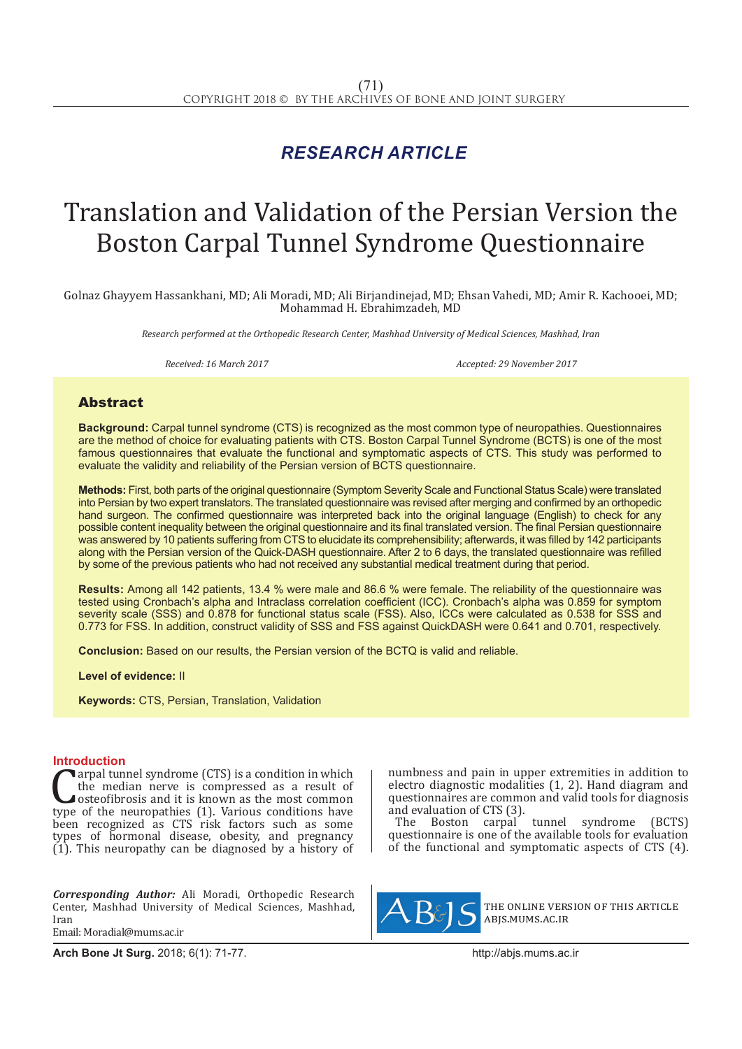*RESEARCH ARTICLE*

# Translation and Validation of the Persian Version the Boston Carpal Tunnel Syndrome Questionnaire

Golnaz Ghayyem Hassankhani, MD; Ali Moradi, MD; Ali Birjandinejad, MD; Ehsan Vahedi, MD; Amir R. Kachooei, MD; Mohammad H. Ebrahimzadeh, MD

*Research performed at the Orthopedic Research Center, Mashhad University of Medical Sciences, Mashhad, Iran*

*Received: 16 March 2017* *Accepted: 29 November 2017*

## Abstract

**Background:** Carpal tunnel syndrome (CTS) is recognized as the most common type of neuropathies. Questionnaires are the method of choice for evaluating patients with CTS. Boston Carpal Tunnel Syndrome (BCTS) is one of the most famous questionnaires that evaluate the functional and symptomatic aspects of CTS. This study was performed to evaluate the validity and reliability of the Persian version of BCTS questionnaire.

**Methods:** First, both parts of the original questionnaire (Symptom Severity Scale and Functional Status Scale) were translated into Persian by two expert translators. The translated questionnaire was revised after merging and confirmed by an orthopedic hand surgeon. The confirmed questionnaire was interpreted back into the original language (English) to check for any possible content inequality between the original questionnaire and its final translated version. The final Persian questionnaire was answered by 10 patients suffering from CTS to elucidate its comprehensibility; afterwards, it was filled by 142 participants along with the Persian version of the Quick-DASH questionnaire. After 2 to 6 days, the translated questionnaire was refilled by some of the previous patients who had not received any substantial medical treatment during that period.

**Results:** Among all 142 patients, 13.4 % were male and 86.6 % were female. The reliability of the questionnaire was tested using Cronbach's alpha and Intraclass correlation coefficient (ICC). Cronbach's alpha was 0.859 for symptom severity scale (SSS) and 0.878 for functional status scale (FSS). Also, ICCs were calculated as 0.538 for SSS and 0.773 for FSS. In addition, construct validity of SSS and FSS against QuickDASH were 0.641 and 0.701, respectively.

**Conclusion:** Based on our results, the Persian version of the BCTQ is valid and reliable.

**Level of evidence:** II

**Keywords:** CTS, Persian, Translation, Validation

## Introduction

Carpal tunnel syndrome (CTS) is a condition in which the median nerve is compressed as a result of osteofibrosis and it is known as the most common type of the neuropathies (1). Various conditions have been recognized as CTS risk factors such as some types of hormonal disease, obesity, and pregnancy (1). This neuropathy can be diagnosed by a history of numbness and pain in upper extremities in addition to electro diagnostic modalities (1, 2). Hand diagram and questionnaires are common and valid tools for diagnosis and evaluation of CTS (3).

The Boston carpal tunnel syndrome (BCTS) questionnaire is one of the available tools for evaluation of the functional and symptomatic aspects of CTS (4).

***Corresponding Author:*** Ali Moradi, Orthopedic Research Center, Mashhad University of Medical Sciences, Mashhad, Iran
Email: Moradial@mums.ac.ir

THE ONLINE VERSION OF THIS ARTICLE ABJS.MUMS.AC.IR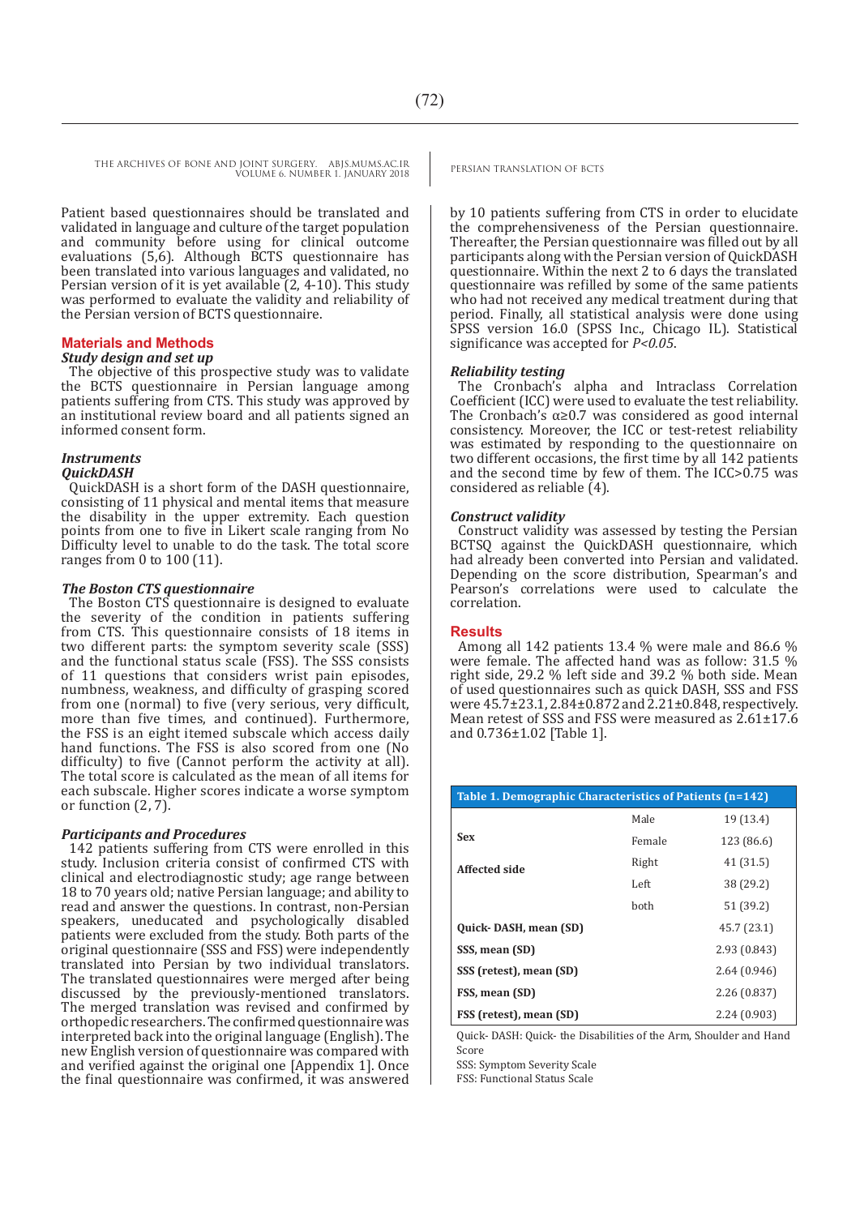Patient based questionnaires should be translated and validated in language and culture of the target population and community before using for clinical outcome evaluations (5,6). Although BCTS questionnaire has been translated into various languages and validated, no Persian version of it is yet available (2, 4-10). This study was performed to evaluate the validity and reliability of the Persian version of BCTS questionnaire.

## Materials and Methods

### *Study design and set up*

The objective of this prospective study was to validate the BCTS questionnaire in Persian language among patients suffering from CTS. This study was approved by an institutional review board and all patients signed an informed consent form.

### *Instruments*

#### *QuickDASH*

QuickDASH is a short form of the DASH questionnaire, consisting of 11 physical and mental items that measure the disability in the upper extremity. Each question points from one to five in Likert scale ranging from No Difficulty level to unable to do the task. The total score ranges from 0 to 100 (11).

#### *The Boston CTS questionnaire*

The Boston CTS questionnaire is designed to evaluate the severity of the condition in patients suffering from CTS. This questionnaire consists of 18 items in two different parts: the symptom severity scale (SSS) and the functional status scale (FSS). The SSS consists of 11 questions that considers wrist pain episodes, numbness, weakness, and difficulty of grasping scored from one (normal) to five (very serious, very difficult, more than five times, and continued). Furthermore, the FSS is an eight itemed subscale which access daily hand functions. The FSS is also scored from one (No difficulty) to five (Cannot perform the activity at all). The total score is calculated as the mean of all items for each subscale. Higher scores indicate a worse symptom or function (2, 7).

### *Participants and Procedures*

142 patients suffering from CTS were enrolled in this study. Inclusion criteria consist of confirmed CTS with clinical and electrodiagnostic study; age range between 18 to 70 years old; native Persian language; and ability to read and answer the questions. In contrast, non-Persian speakers, uneducated and psychologically disabled patients were excluded from the study. Both parts of the original questionnaire (SSS and FSS) were independently translated into Persian by two individual translators. The translated questionnaires were merged after being discussed by the previously-mentioned translators. The merged translation was revised and confirmed by orthopedic researchers. The confirmed questionnaire was interpreted back into the original language (English). The new English version of questionnaire was compared with and verified against the original one [Appendix 1]. Once the final questionnaire was confirmed, it was answered by 10 patients suffering from CTS in order to elucidate the comprehensiveness of the Persian questionnaire. Thereafter, the Persian questionnaire was filled out by all participants along with the Persian version of QuickDASH questionnaire. Within the next 2 to 6 days the translated questionnaire was refilled by some of the same patients who had not received any medical treatment during that period. Finally, all statistical analysis were done using SPSS version 16.0 (SPSS Inc., Chicago IL). Statistical significance was accepted for $P<0.05$.

### *Reliability testing*

The Cronbach's alpha and Intraclass Correlation Coefficient (ICC) were used to evaluate the test reliability. The Cronbach's $\alpha \geq 0.7$ was considered as good internal consistency. Moreover, the ICC or test-retest reliability was estimated by responding to the questionnaire on two different occasions, the first time by all 142 patients and the second time by few of them. The ICC>0.75 was considered as reliable (4).

### *Construct validity*

Construct validity was assessed by testing the Persian BCTSQ against the QuickDASH questionnaire, which had already been converted into Persian and validated. Depending on the score distribution, Spearman's and Pearson's correlations were used to calculate the correlation.

## Results

Among all 142 patients 13.4 % were male and 86.6 % were female. The affected hand was as follow: 31.5 % right side, 29.2 % left side and 39.2 % both side. Mean of used questionnaires such as quick DASH, SSS and FSS were 45.7±23.1, 2.84±0.872 and 2.21±0.848, respectively. Mean retest of SSS and FSS were measured as 2.61±17.6 and 0.736±1.02 [Table 1].

**Table 1. Demographic Characteristics of Patients (n=142)**

| | | |
|---|---|---|
| **Sex** | Male | 19 (13.4) |
| | Female | 123 (86.6) |
| **Affected side** | Right | 41 (31.5) |
| | Left | 38 (29.2) |
| | both | 51 (39.2) |
| **Quick- DASH, mean (SD)** | | 45.7 (23.1) |
| **SSS, mean (SD)** | | 2.93 (0.843) |
| **SSS (retest), mean (SD)** | | 2.64 (0.946) |
| **FSS, mean (SD)** | | 2.26 (0.837) |
| **FSS (retest), mean (SD)** | | 2.24 (0.903) |

Quick- DASH: Quick- the Disabilities of the Arm, Shoulder and Hand Score

SSS: Symptom Severity Scale

FSS: Functional Status Scale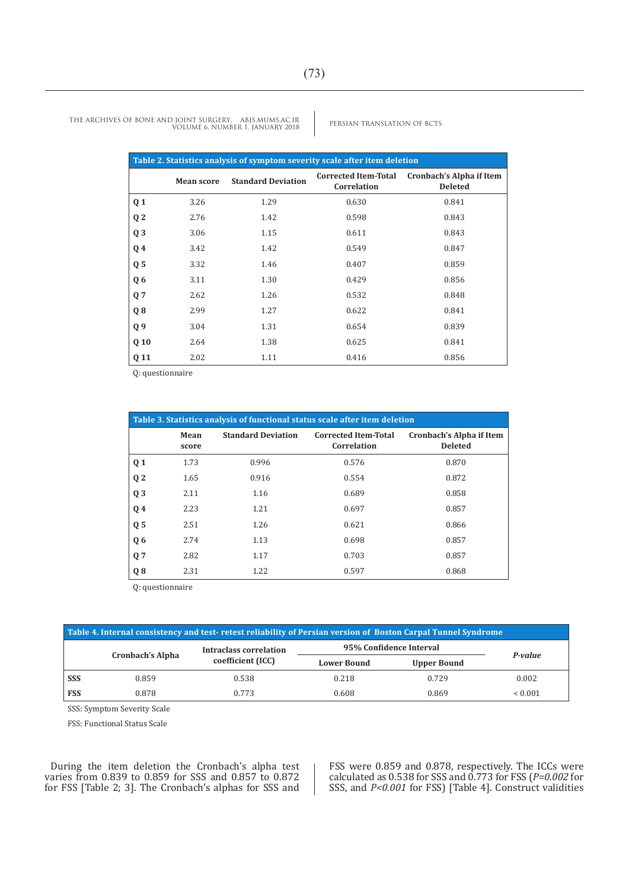**Table 2. Statistics analysis of symptom severity scale after item deletion**

| | Mean score | Standard Deviation | Corrected Item-Total Correlation | Cronbach's Alpha if Item Deleted |
|---|---|---|---|---|
| **Q 1** | 3.26 | 1.29 | 0.630 | 0.841 |
| **Q 2** | 2.76 | 1.42 | 0.598 | 0.843 |
| **Q 3** | 3.06 | 1.15 | 0.611 | 0.843 |
| **Q 4** | 3.42 | 1.42 | 0.549 | 0.847 |
| **Q 5** | 3.32 | 1.46 | 0.407 | 0.859 |
| **Q 6** | 3.11 | 1.30 | 0.429 | 0.856 |
| **Q 7** | 2.62 | 1.26 | 0.532 | 0.848 |
| **Q 8** | 2.99 | 1.27 | 0.622 | 0.841 |
| **Q 9** | 3.04 | 1.31 | 0.654 | 0.839 |
| **Q 10** | 2.64 | 1.38 | 0.625 | 0.841 |
| **Q 11** | 2.02 | 1.11 | 0.416 | 0.856 |

Q: questionnaire

**Table 3. Statistics analysis of functional status scale after item deletion**

| | Mean score | Standard Deviation | Corrected Item-Total Correlation | Cronbach's Alpha if Item Deleted |
|---|---|---|---|---|
| **Q 1** | 1.73 | 0.996 | 0.576 | 0.870 |
| **Q 2** | 1.65 | 0.916 | 0.554 | 0.872 |
| **Q 3** | 2.11 | 1.16 | 0.689 | 0.858 |
| **Q 4** | 2.23 | 1.21 | 0.697 | 0.857 |
| **Q 5** | 2.51 | 1.26 | 0.621 | 0.866 |
| **Q 6** | 2.74 | 1.13 | 0.698 | 0.857 |
| **Q 7** | 2.82 | 1.17 | 0.703 | 0.857 |
| **Q 8** | 2.31 | 1.22 | 0.597 | 0.868 |

Q: questionnaire

**Table 4. Internal consistency and test- retest reliability of Persian version of Boston Carpal Tunnel Syndrome**

| | Cronbach's Alpha | Intraclass correlation coefficient (ICC) | 95% Confidence Interval | | *P-value* |
|---|---|---|---|---|---|
| | | | Lower Bound | Upper Bound | |
| **SSS** | 0.859 | 0.538 | 0.218 | 0.729 | 0.002 |
| **FSS** | 0.878 | 0.773 | 0.608 | 0.869 | < 0.001 |

SSS: Symptom Severity Scale

FSS: Functional Status Scale

During the item deletion the Cronbach's alpha test varies from 0.839 to 0.859 for SSS and 0.857 to 0.872 for FSS [Table 2; 3]. The Cronbach's alphas for SSS and FSS were 0.859 and 0.878, respectively. The ICCs were calculated as 0.538 for SSS and 0.773 for FSS (*P=0.002* for SSS, and *P<0.001* for FSS) [Table 4]. Construct validities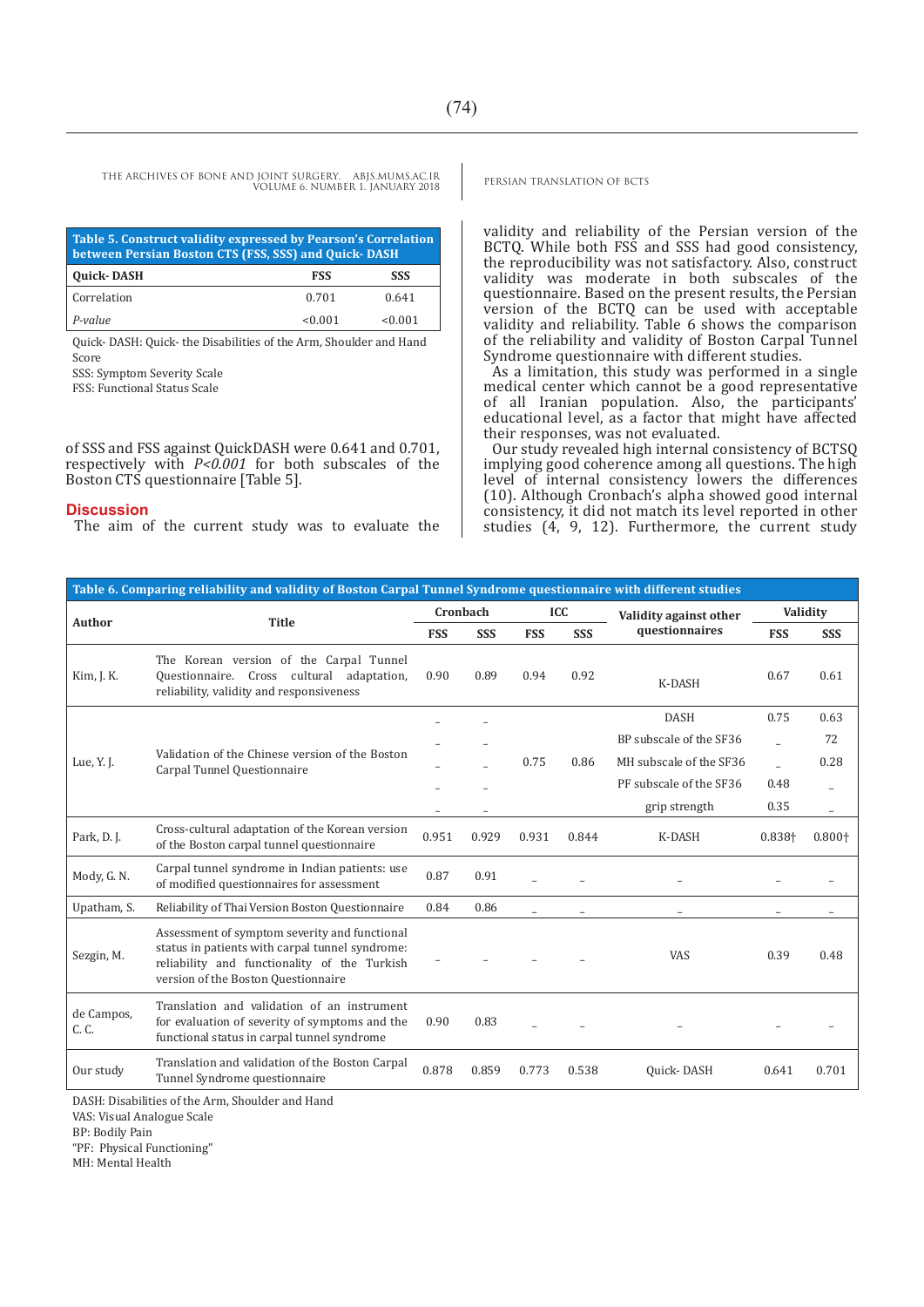**Table 5. Construct validity expressed by Pearson's Correlation between Persian Boston CTS (FSS, SSS) and Quick- DASH**

| Quick- DASH | FSS | SSS |
|---|---|---|
| Correlation | 0.701 | 0.641 |
| *P-value* | <0.001 | <0.001 |

Quick- DASH: Quick- the Disabilities of the Arm, Shoulder and Hand Score
SSS: Symptom Severity Scale
FSS: Functional Status Scale

of SSS and FSS against QuickDASH were 0.641 and 0.701, respectively with $P<0.001$ for both subscales of the Boston CTS questionnaire [Table 5].

## Discussion

The aim of the current study was to evaluate the validity and reliability of the Persian version of the BCTQ. While both FSS and SSS had good consistency, the reproducibility was not satisfactory. Also, construct validity was moderate in both subscales of the questionnaire. Based on the present results, the Persian version of the BCTQ can be used with acceptable validity and reliability. Table 6 shows the comparison of the reliability and validity of Boston Carpal Tunnel Syndrome questionnaire with different studies.

As a limitation, this study was performed in a single medical center which cannot be a good representative of all Iranian population. Also, the participants' educational level, as a factor that might have affected their responses, was not evaluated.

Our study revealed high internal consistency of BCTSQ implying good coherence among all questions. The high level of internal consistency lowers the differences (10). Although Cronbach's alpha showed good internal consistency, it did not match its level reported in other studies (4, 9, 12). Furthermore, the current study

**Table 6. Comparing reliability and validity of Boston Carpal Tunnel Syndrome questionnaire with different studies**

| Author | Title | Cronbach | | ICC | | Validity against other questionnaires | Validity | |
|---|---|---|---|---|---|---|---|---|
| | | FSS | SSS | FSS | SSS | | FSS | SSS |
| Kim, J. K. | The Korean version of the Carpal Tunnel Questionnaire. Cross cultural adaptation, reliability, validity and responsiveness | 0.90 | 0.89 | 0.94 | 0.92 | K-DASH | 0.67 | 0.61 |
| Lue, Y. J. | Validation of the Chinese version of the Boston Carpal Tunnel Questionnaire | _ | _ | 0.75 | 0.86 | DASH | 0.75 | 0.63 |
| | | _ | _ | | | BP subscale of the SF36 | _ | 72 |
| | | _ | _ | | | MH subscale of the SF36 | _ | 0.28 |
| | | _ | _ | | | PF subscale of the SF36 | 0.48 | _ |
| | | _ | _ | | | grip strength | 0.35 | _ |
| Park, D. J. | Cross-cultural adaptation of the Korean version of the Boston carpal tunnel questionnaire | 0.951 | 0.929 | 0.931 | 0.844 | K-DASH | 0.838† | 0.800† |
| Mody, G. N. | Carpal tunnel syndrome in Indian patients: use of modified questionnaires for assessment | 0.87 | 0.91 | _ | _ | _ | _ | _ |
| Upatham, S. | Reliability of Thai Version Boston Questionnaire | 0.84 | 0.86 | _ | _ | _ | _ | _ |
| Sezgin, M. | Assessment of symptom severity and functional status in patients with carpal tunnel syndrome: reliability and functionality of the Turkish version of the Boston Questionnaire | _ | _ | _ | _ | VAS | 0.39 | 0.48 |
| de Campos, C. C. | Translation and validation of an instrument for evaluation of severity of symptoms and the functional status in carpal tunnel syndrome | 0.90 | 0.83 | _ | _ | _ | _ | _ |
| Our study | Translation and validation of the Boston Carpal Tunnel Syndrome questionnaire | 0.878 | 0.859 | 0.773 | 0.538 | Quick- DASH | 0.641 | 0.701 |

DASH: Disabilities of the Arm, Shoulder and Hand
VAS: Visual Analogue Scale
BP: Bodily Pain
"PF: Physical Functioning"
MH: Mental Health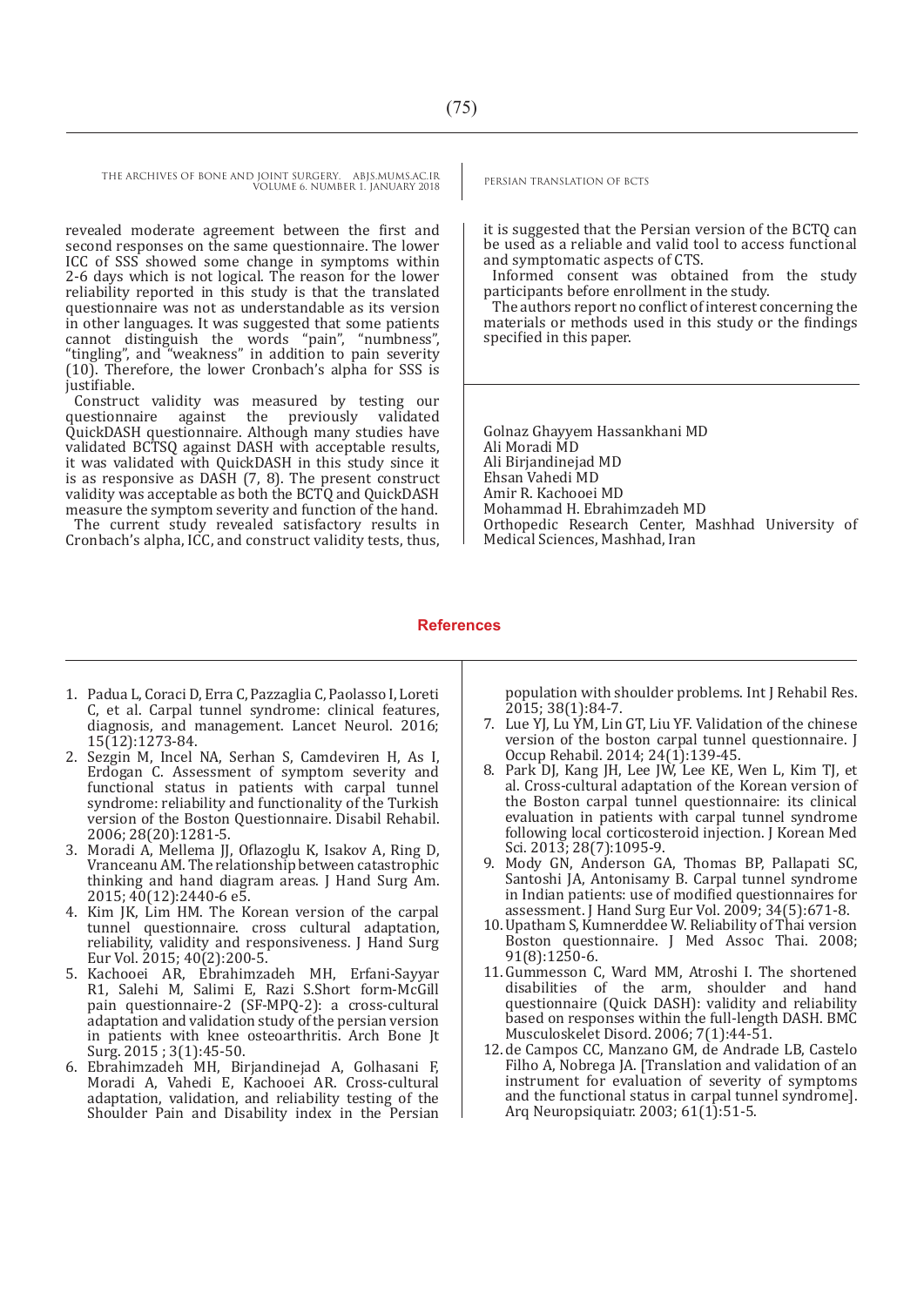revealed moderate agreement between the first and second responses on the same questionnaire. The lower ICC of SSS showed some change in symptoms within 2-6 days which is not logical. The reason for the lower reliability reported in this study is that the translated questionnaire was not as understandable as its version in other languages. It was suggested that some patients cannot distinguish the words "pain", "numbness", "tingling", and "weakness" in addition to pain severity (10). Therefore, the lower Cronbach's alpha for SSS is justifiable.

Construct validity was measured by testing our questionnaire against the previously validated QuickDASH questionnaire. Although many studies have validated BCTSQ against DASH with acceptable results, it was validated with QuickDASH in this study since it is as responsive as DASH (7, 8). The present construct validity was acceptable as both the BCTQ and QuickDASH measure the symptom severity and function of the hand.

The current study revealed satisfactory results in Cronbach's alpha, ICC, and construct validity tests, thus, it is suggested that the Persian version of the BCTQ can be used as a reliable and valid tool to access functional and symptomatic aspects of CTS.

Informed consent was obtained from the study participants before enrollment in the study.

The authors report no conflict of interest concerning the materials or methods used in this study or the findings specified in this paper.

Golnaz Ghayyem Hassankhani MD
Ali Moradi MD
Ali Birjandinejad MD
Ehsan Vahedi MD
Amir R. Kachooei MD
Mohammad H. Ebrahimzadeh MD
Orthopedic Research Center, Mashhad University of Medical Sciences, Mashhad, Iran

## References

1. Padua L, Coraci D, Erra C, Pazzaglia C, Paolasso I, Loreti C, et al. Carpal tunnel syndrome: clinical features, diagnosis, and management. Lancet Neurol. 2016; 15(12):1273-84.
2. Sezgin M, Incel NA, Serhan S, Camdeviren H, As I, Erdogan C. Assessment of symptom severity and functional status in patients with carpal tunnel syndrome: reliability and functionality of the Turkish version of the Boston Questionnaire. Disabil Rehabil. 2006; 28(20):1281-5.
3. Moradi A, Mellema JJ, Oflazoglu K, Isakov A, Ring D, Vranceanu AM. The relationship between catastrophic thinking and hand diagram areas. J Hand Surg Am. 2015; 40(12):2440-6 e5.
4. Kim JK, Lim HM. The Korean version of the carpal tunnel questionnaire. cross cultural adaptation, reliability, validity and responsiveness. J Hand Surg Eur Vol. 2015; 40(2):200-5.
5. Kachooei AR, Ebrahimzadeh MH, Erfani-Sayyar R1, Salehi M, Salimi E, Razi S.Short form-McGill pain questionnaire-2 (SF-MPQ-2): a cross-cultural adaptation and validation study of the persian version in patients with knee osteoarthritis. Arch Bone Jt Surg. 2015 ; 3(1):45-50.
6. Ebrahimzadeh MH, Birjandinejad A, Golhasani F, Moradi A, Vahedi E, Kachooei AR. Cross-cultural adaptation, validation, and reliability testing of the Shoulder Pain and Disability index in the Persian population with shoulder problems. Int J Rehabil Res. 2015; 38(1):84-7.
7. Lue YJ, Lu YM, Lin GT, Liu YF. Validation of the chinese version of the boston carpal tunnel questionnaire. J Occup Rehabil. 2014; 24(1):139-45.
8. Park DJ, Kang JH, Lee JW, Lee KE, Wen L, Kim TJ, et al. Cross-cultural adaptation of the Korean version of the Boston carpal tunnel questionnaire: its clinical evaluation in patients with carpal tunnel syndrome following local corticosteroid injection. J Korean Med Sci. 2013; 28(7):1095-9.
9. Mody GN, Anderson GA, Thomas BP, Pallapati SC, Santoshi JA, Antonisamy B. Carpal tunnel syndrome in Indian patients: use of modified questionnaires for assessment. J Hand Surg Eur Vol. 2009; 34(5):671-8.
10. Upatham S, Kumnerddee W. Reliability of Thai version Boston questionnaire. J Med Assoc Thai. 2008; 91(8):1250-6.
11. Gummesson C, Ward MM, Atroshi I. The shortened disabilities of the arm, shoulder and hand questionnaire (Quick DASH): validity and reliability based on responses within the full-length DASH. BMC Musculoskelet Disord. 2006; 7(1):44-51.
12. de Campos CC, Manzano GM, de Andrade LB, Castelo Filho A, Nobrega JA. [Translation and validation of an instrument for evaluation of severity of symptoms and the functional status in carpal tunnel syndrome]. Arq Neuropsiquiatr. 2003; 61(1):51-5.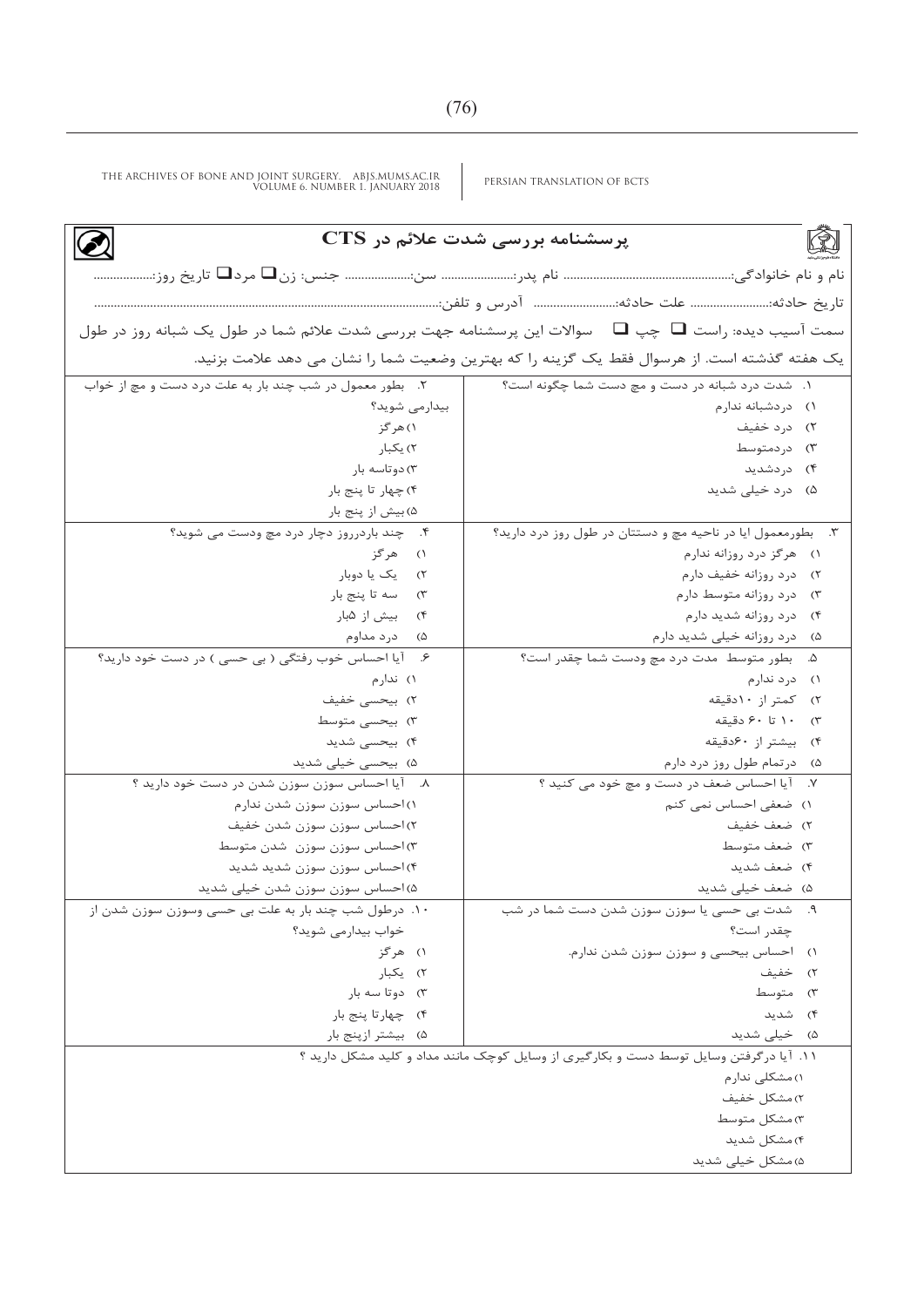# پرسشنامه بررسی شدت علائم در CTS

نام و نام خانوادگی:.................................................... نام پدر:...................... سن:.................... جنس: زن❑ مرد❑ تاریخ روز:..................

تاریخ حادثه:........................ علت حادثه:........................ آدرس و تلفن:.......................................................................................................

سمت آسیب دیده: راست ❑ چپ ❑ سوالات این پرسشنامه جهت بررسی شدت علائم شما در طول یک شبانه روز در طول یک هفته گذشته است. از هرسوال فقط یک گزینه را که بهترین وضعیت شما را نشان می دهد علامت بزنید.

۱. شدت درد شبانه در دست و مچ دست شما چگونه است؟
۱) دردشبانه ندارم
۲) درد خفیف
۳) دردمتوسط
۴) دردشدید
۵) درد خیلی شدید

۲. بطور معمول در شب چند بار به علت درد دست و مچ از خواب بیدارمی شوید؟
۱) هرگز
۲) یکبار
۳) دوتاسه بار
۴) چهار تا پنج بار
۵) بیش از پنج بار

۳. بطورمعمول ایا در ناحیه مچ و دستتان در طول روز درد دارید؟
۱) هرگز درد روزانه ندارم
۲) درد روزانه خفیف دارم
۳) درد روزانه متوسط دارم
۴) درد روزانه شدید دارم
۵) درد روزانه خیلی شدید دارم

۴. چند باردرروز دچار درد مچ ودست می شوید؟
۱) هرگز
۲) یک یا دوبار
۳) سه تا پنج بار
۴) بیش از ۵بار
۵) درد مداوم

۵. بطور متوسط مدت درد مچ ودست شما چقدر است؟
۱) درد ندارم
۲) کمتر از ۱۰دقیقه
۳) ۱۰ تا ۶۰ دقیقه
۴) بیشتر از ۶۰دقیقه
۵) درتمام طول روز درد دارم

۶. آیا احساس خوب رفتگی ( بی حسی ) در دست خود دارید؟
۱) ندارم
۲) بیحسی خفیف
۳) بیحسی متوسط
۴) بیحسی شدید
۵) بیحسی خیلی شدید

۷. آیا احساس ضعف در دست و مچ خود می کنید ؟
۱) ضعفی احساس نمی کنم
۲) ضعف خفیف
۳) ضعف متوسط
۴) ضعف شدید
۵) ضعف خیلی شدید

۸. آیا احساس سوزن سوزن شدن در دست خود دارید ؟
۱) احساس سوزن سوزن شدن ندارم
۲) احساس سوزن سوزن شدن خفیف
۳) احساس سوزن سوزن شدن متوسط
۴) احساس سوزن سوزن شدید شدید
۵) احساس سوزن سوزن شدن خیلی شدید

۹. شدت بی حسی یا سوزن سوزن شدن دست شما در شب چقدر است؟
۱) احساس بیحسی و سوزن سوزن شدن ندارم.
۲) خفیف
۳) متوسط
۴) شدید
۵) خیلی شدید

۱۰. درطول شب چند بار به علت بی حسی وسوزن سوزن شدن از خواب بیدارمی شوید؟
۱) هرگز
۲) یکبار
۳) دوتا سه بار
۴) چهارتا پنج بار
۵) بیشتر ازپنج بار

۱۱. آیا درگرفتن وسایل توسط دست و بکارگیری از وسایل کوچک مانند مداد و کلید مشکل دارید ؟
۱) مشکلی ندارم
۲) مشکل خفیف
۳) مشکل متوسط
۴) مشکل شدید
۵) مشکل خیلی شدید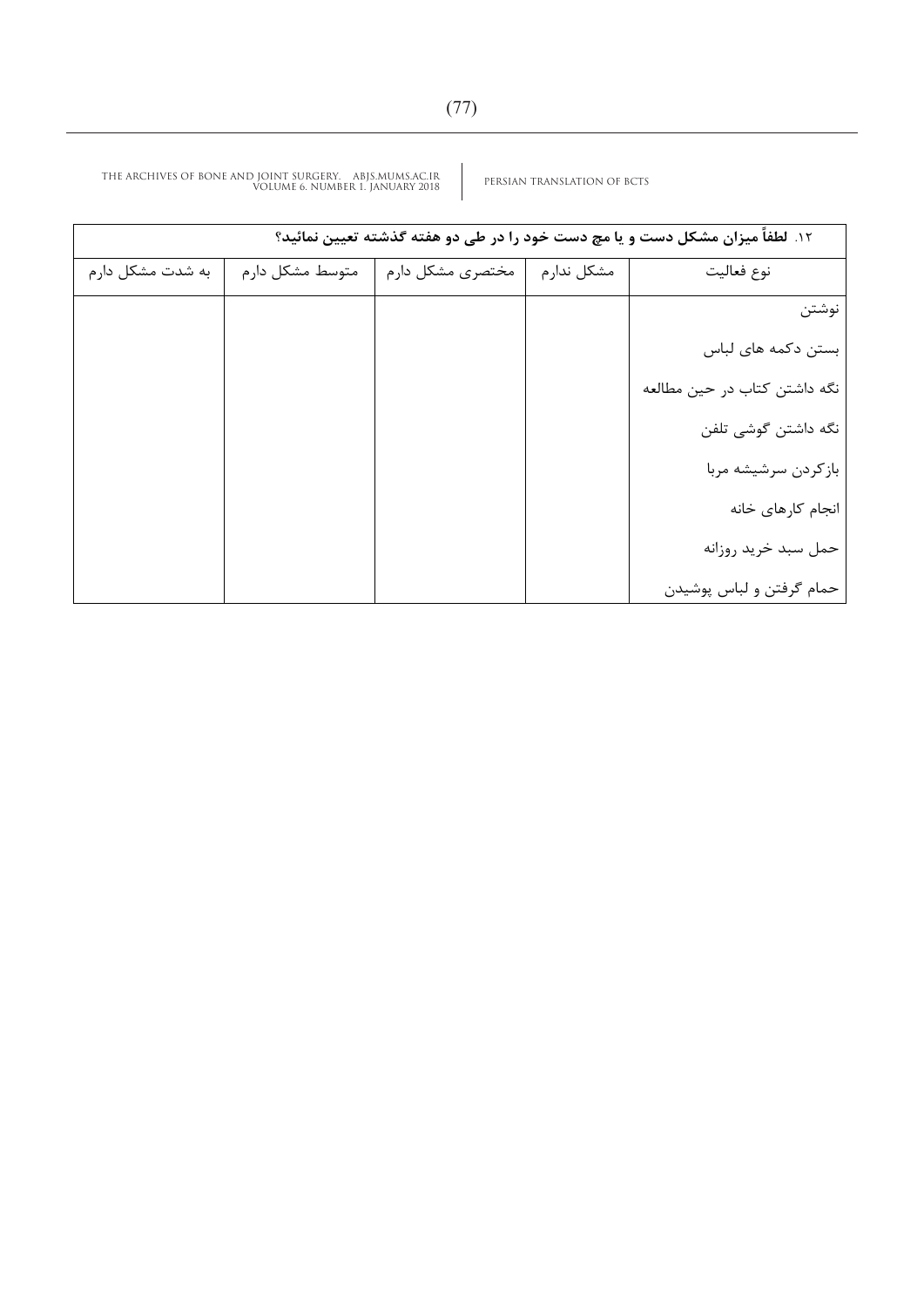۱۲. **لطفاً میزان مشکل دست و یا مچ دست خود را در طی دو هفته گذشته تعیین نمائید؟**

| نوع فعالیت | مشکل ندارم | مختصری مشکل دارم | متوسط مشکل دارم | به شدت مشکل دارم |
| --- | --- | --- | --- | --- |
| نوشتن | | | | |
| بستن دکمه های لباس | | | | |
| نگه داشتن کتاب در حین مطالعه | | | | |
| نگه داشتن گوشی تلفن | | | | |
| بازکردن سرشیشه مربا | | | | |
| انجام کارهای خانه | | | | |
| حمل سبد خرید روزانه | | | | |
| حمام گرفتن و لباس پوشیدن | | | | |